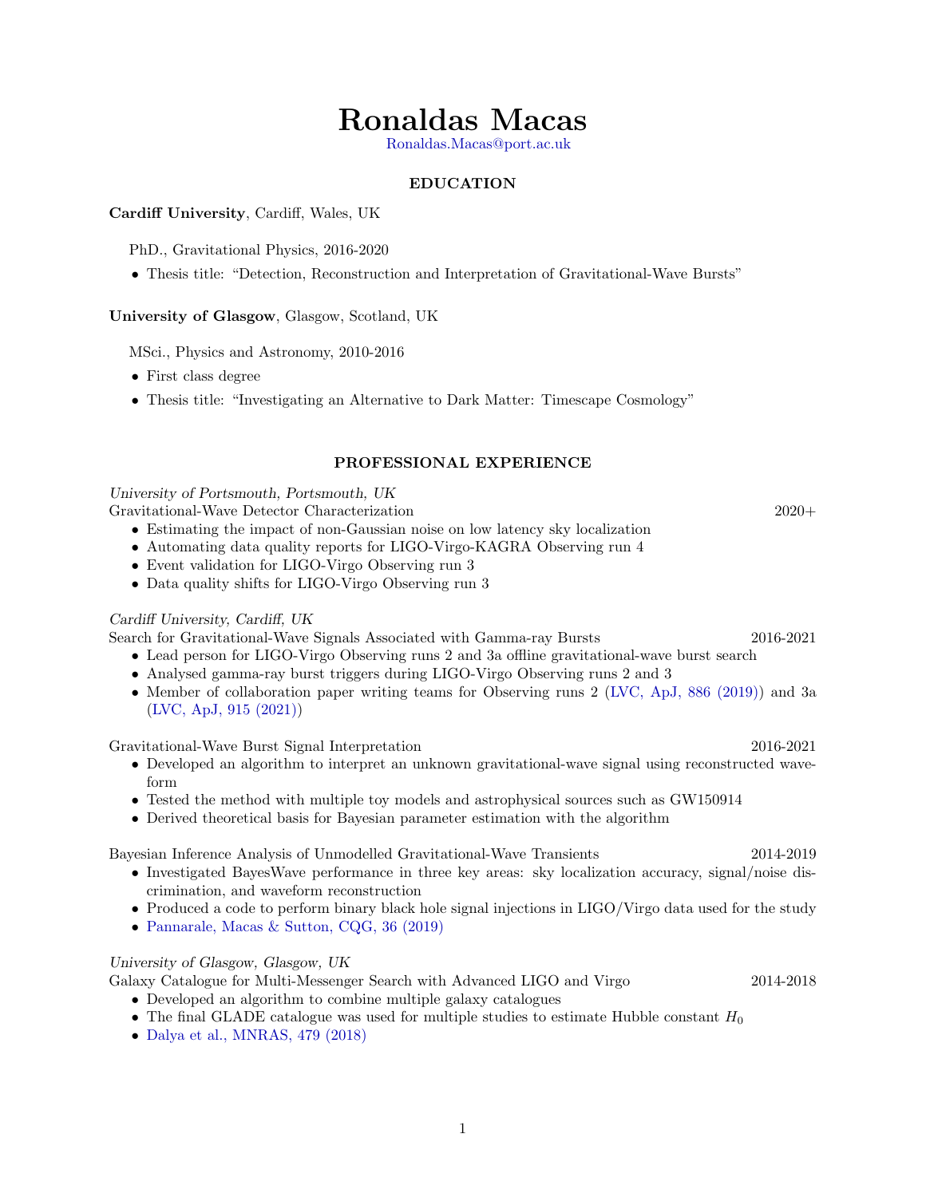# Ronaldas Macas

Ronaldas.Macas@port.ac.uk

## EDUCATION

**Cardiff University**, Cardiff, Wales, UK

PhD., Gravitational Physics, 2016-2020

- Thesis title: "Detection, Reconstruction and Interpretation of Gravitational-Wave Bursts"

**University of Glasgow**, Glasgow, Scotland, UK

MSci., Physics and Astronomy, 2010-2016

- First class degree
- Thesis title: "Investigating an Alternative to Dark Matter: Timescape Cosmology"

## PROFESSIONAL EXPERIENCE

*University of Portsmouth, Portsmouth, UK*

Gravitational-Wave Detector Characterization — 2020+

- Estimating the impact of non-Gaussian noise on low latency sky localization
- Automating data quality reports for LIGO-Virgo-KAGRA Observing run 4
- Event validation for LIGO-Virgo Observing run 3
- Data quality shifts for LIGO-Virgo Observing run 3

*Cardiff University, Cardiff, UK*

Search for Gravitational-Wave Signals Associated with Gamma-ray Bursts — 2016-2021

- Lead person for LIGO-Virgo Observing runs 2 and 3a offline gravitational-wave burst search
- Analysed gamma-ray burst triggers during LIGO-Virgo Observing runs 2 and 3
- Member of collaboration paper writing teams for Observing runs 2 (LVC, ApJ, 886 (2019)) and 3a (LVC, ApJ, 915 (2021))

Gravitational-Wave Burst Signal Interpretation — 2016-2021

- Developed an algorithm to interpret an unknown gravitational-wave signal using reconstructed waveform
- Tested the method with multiple toy models and astrophysical sources such as GW150914
- Derived theoretical basis for Bayesian parameter estimation with the algorithm

Bayesian Inference Analysis of Unmodelled Gravitational-Wave Transients — 2014-2019

- Investigated BayesWave performance in three key areas: sky localization accuracy, signal/noise discrimination, and waveform reconstruction
- Produced a code to perform binary black hole signal injections in LIGO/Virgo data used for the study
- Pannarale, Macas & Sutton, CQG, 36 (2019)

*University of Glasgow, Glasgow, UK*

Galaxy Catalogue for Multi-Messenger Search with Advanced LIGO and Virgo — 2014-2018

- Developed an algorithm to combine multiple galaxy catalogues
- The final GLADE catalogue was used for multiple studies to estimate Hubble constant $H_0$
- Dalya et al., MNRAS, 479 (2018)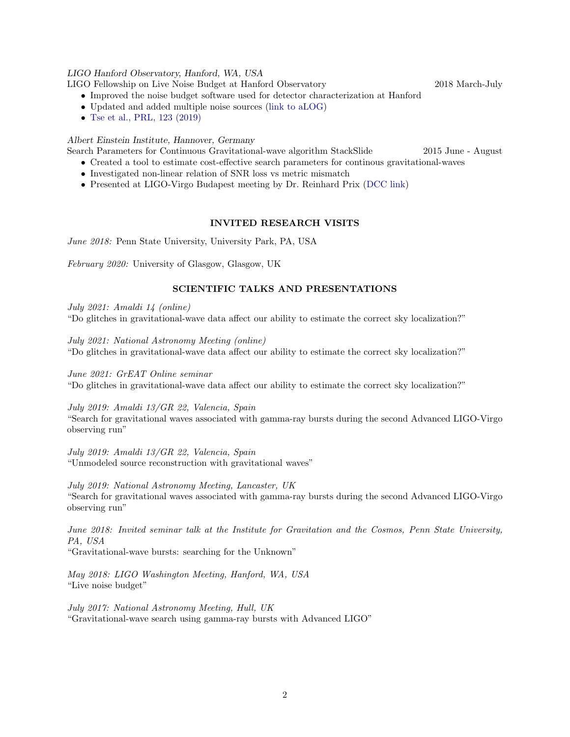*LIGO Hanford Observatory, Hanford, WA, USA*
LIGO Fellowship on Live Noise Budget at Hanford Observatory 2018 March-July

- Improved the noise budget software used for detector characterization at Hanford
- Updated and added multiple noise sources (link to aLOG)
- Tse et al., PRL, 123 (2019)

*Albert Einstein Institute, Hannover, Germany*
Search Parameters for Continuous Gravitational-wave algorithm StackSlide 2015 June - August

- Created a tool to estimate cost-effective search parameters for continous gravitational-waves
- Investigated non-linear relation of SNR loss vs metric mismatch
- Presented at LIGO-Virgo Budapest meeting by Dr. Reinhard Prix (DCC link)

## INVITED RESEARCH VISITS

*June 2018:* Penn State University, University Park, PA, USA

*February 2020:* University of Glasgow, Glasgow, UK

## SCIENTIFIC TALKS AND PRESENTATIONS

*July 2021: Amaldi 14 (online)*
"Do glitches in gravitational-wave data affect our ability to estimate the correct sky localization?"

*July 2021: National Astronomy Meeting (online)*
"Do glitches in gravitational-wave data affect our ability to estimate the correct sky localization?"

*June 2021: GrEAT Online seminar*
"Do glitches in gravitational-wave data affect our ability to estimate the correct sky localization?"

*July 2019: Amaldi 13/GR 22, Valencia, Spain*
"Search for gravitational waves associated with gamma-ray bursts during the second Advanced LIGO-Virgo observing run"

*July 2019: Amaldi 13/GR 22, Valencia, Spain*
"Unmodeled source reconstruction with gravitational waves"

*July 2019: National Astronomy Meeting, Lancaster, UK*
"Search for gravitational waves associated with gamma-ray bursts during the second Advanced LIGO-Virgo observing run"

*June 2018: Invited seminar talk at the Institute for Gravitation and the Cosmos, Penn State University, PA, USA*
"Gravitational-wave bursts: searching for the Unknown"

*May 2018: LIGO Washington Meeting, Hanford, WA, USA*
"Live noise budget"

*July 2017: National Astronomy Meeting, Hull, UK*
"Gravitational-wave search using gamma-ray bursts with Advanced LIGO"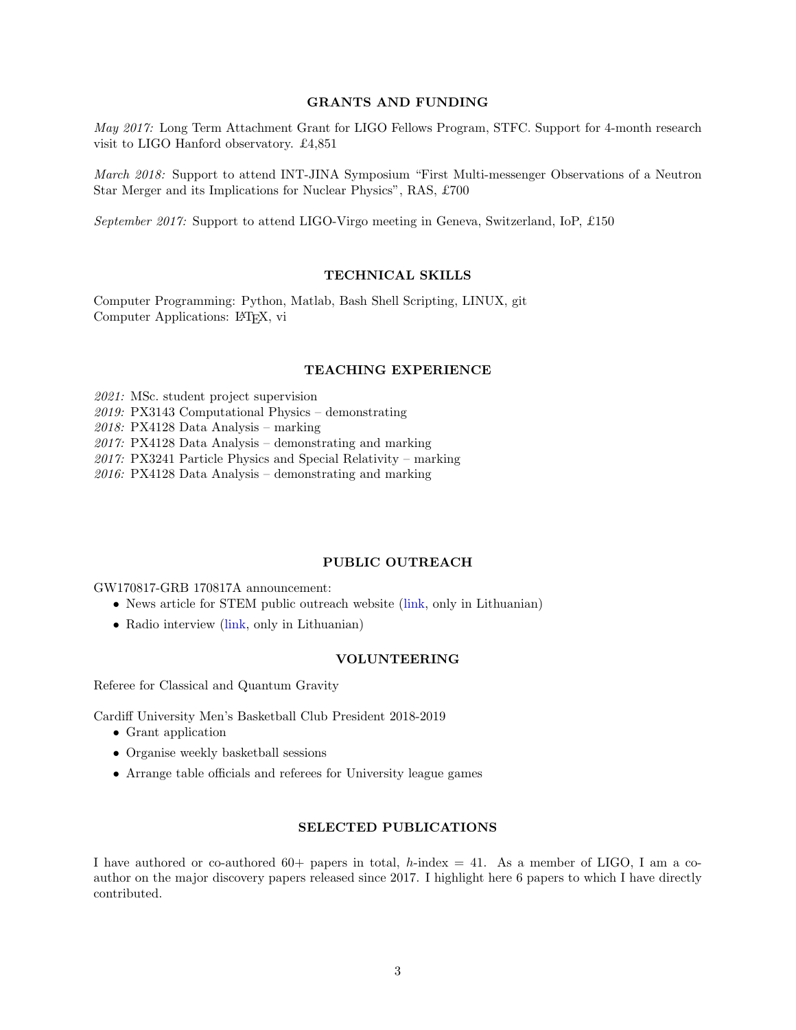## GRANTS AND FUNDING

*May 2017:* Long Term Attachment Grant for LIGO Fellows Program, STFC. Support for 4-month research visit to LIGO Hanford observatory. £4,851

*March 2018:* Support to attend INT-JINA Symposium "First Multi-messenger Observations of a Neutron Star Merger and its Implications for Nuclear Physics", RAS, £700

*September 2017:* Support to attend LIGO-Virgo meeting in Geneva, Switzerland, IoP, £150

## TECHNICAL SKILLS

Computer Programming: Python, Matlab, Bash Shell Scripting, LINUX, git
Computer Applications: LaTeX, vi

## TEACHING EXPERIENCE

*2021:* MSc. student project supervision
*2019:* PX3143 Computational Physics – demonstrating
*2018:* PX4128 Data Analysis – marking
*2017:* PX4128 Data Analysis – demonstrating and marking
*2017:* PX3241 Particle Physics and Special Relativity – marking
*2016:* PX4128 Data Analysis – demonstrating and marking

## PUBLIC OUTREACH

GW170817-GRB 170817A announcement:

- News article for STEM public outreach website (link, only in Lithuanian)
- Radio interview (link, only in Lithuanian)

## VOLUNTEERING

Referee for Classical and Quantum Gravity

Cardiff University Men's Basketball Club President 2018-2019

- Grant application
- Organise weekly basketball sessions
- Arrange table officials and referees for University league games

## SELECTED PUBLICATIONS

I have authored or co-authored 60+ papers in total, $h$-index = 41. As a member of LIGO, I am a co-author on the major discovery papers released since 2017. I highlight here 6 papers to which I have directly contributed.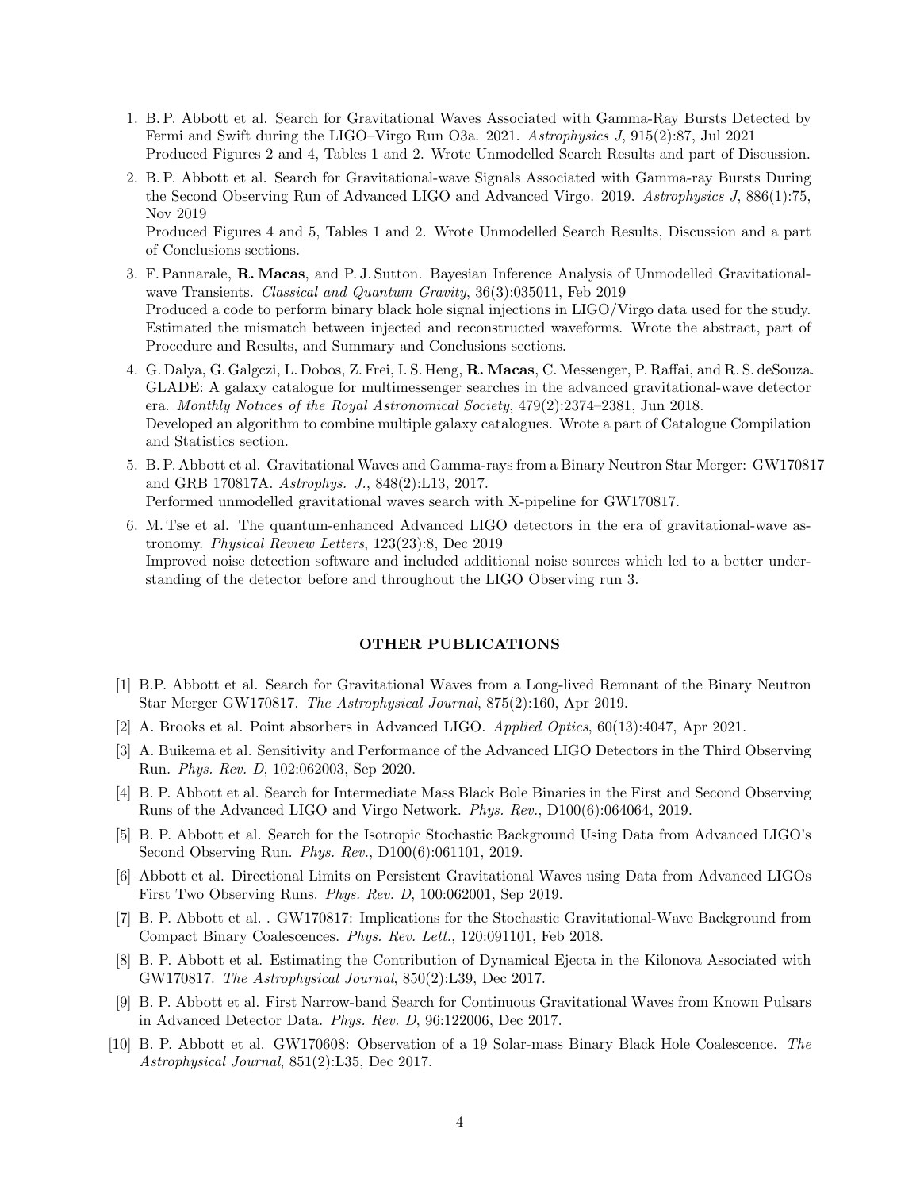1. B. P. Abbott et al. Search for Gravitational Waves Associated with Gamma-Ray Bursts Detected by Fermi and Swift during the LIGO–Virgo Run O3a. 2021. *Astrophysics J*, 915(2):87, Jul 2021
   Produced Figures 2 and 4, Tables 1 and 2. Wrote Unmodelled Search Results and part of Discussion.
2. B. P. Abbott et al. Search for Gravitational-wave Signals Associated with Gamma-ray Bursts During the Second Observing Run of Advanced LIGO and Advanced Virgo. 2019. *Astrophysics J*, 886(1):75, Nov 2019
   Produced Figures 4 and 5, Tables 1 and 2. Wrote Unmodelled Search Results, Discussion and a part of Conclusions sections.
3. F. Pannarale, **R. Macas**, and P. J. Sutton. Bayesian Inference Analysis of Unmodelled Gravitational-wave Transients. *Classical and Quantum Gravity*, 36(3):035011, Feb 2019
   Produced a code to perform binary black hole signal injections in LIGO/Virgo data used for the study. Estimated the mismatch between injected and reconstructed waveforms. Wrote the abstract, part of Procedure and Results, and Summary and Conclusions sections.
4. G. Dalya, G. Galgczi, L. Dobos, Z. Frei, I. S. Heng, **R. Macas**, C. Messenger, P. Raffai, and R. S. deSouza. GLADE: A galaxy catalogue for multimessenger searches in the advanced gravitational-wave detector era. *Monthly Notices of the Royal Astronomical Society*, 479(2):2374–2381, Jun 2018.
   Developed an algorithm to combine multiple galaxy catalogues. Wrote a part of Catalogue Compilation and Statistics section.
5. B. P. Abbott et al. Gravitational Waves and Gamma-rays from a Binary Neutron Star Merger: GW170817 and GRB 170817A. *Astrophys. J.*, 848(2):L13, 2017.
   Performed unmodelled gravitational waves search with X-pipeline for GW170817.
6. M. Tse et al. The quantum-enhanced Advanced LIGO detectors in the era of gravitational-wave astronomy. *Physical Review Letters*, 123(23):8, Dec 2019
   Improved noise detection software and included additional noise sources which led to a better understanding of the detector before and throughout the LIGO Observing run 3.

## OTHER PUBLICATIONS

[1] B.P. Abbott et al. Search for Gravitational Waves from a Long-lived Remnant of the Binary Neutron Star Merger GW170817. *The Astrophysical Journal*, 875(2):160, Apr 2019.

[2] A. Brooks et al. Point absorbers in Advanced LIGO. *Applied Optics*, 60(13):4047, Apr 2021.

[3] A. Buikema et al. Sensitivity and Performance of the Advanced LIGO Detectors in the Third Observing Run. *Phys. Rev. D*, 102:062003, Sep 2020.

[4] B. P. Abbott et al. Search for Intermediate Mass Black Bole Binaries in the First and Second Observing Runs of the Advanced LIGO and Virgo Network. *Phys. Rev.*, D100(6):064064, 2019.

[5] B. P. Abbott et al. Search for the Isotropic Stochastic Background Using Data from Advanced LIGO's Second Observing Run. *Phys. Rev.*, D100(6):061101, 2019.

[6] Abbott et al. Directional Limits on Persistent Gravitational Waves using Data from Advanced LIGOs First Two Observing Runs. *Phys. Rev. D*, 100:062001, Sep 2019.

[7] B. P. Abbott et al. . GW170817: Implications for the Stochastic Gravitational-Wave Background from Compact Binary Coalescences. *Phys. Rev. Lett.*, 120:091101, Feb 2018.

[8] B. P. Abbott et al. Estimating the Contribution of Dynamical Ejecta in the Kilonova Associated with GW170817. *The Astrophysical Journal*, 850(2):L39, Dec 2017.

[9] B. P. Abbott et al. First Narrow-band Search for Continuous Gravitational Waves from Known Pulsars in Advanced Detector Data. *Phys. Rev. D*, 96:122006, Dec 2017.

[10] B. P. Abbott et al. GW170608: Observation of a 19 Solar-mass Binary Black Hole Coalescence. *The Astrophysical Journal*, 851(2):L35, Dec 2017.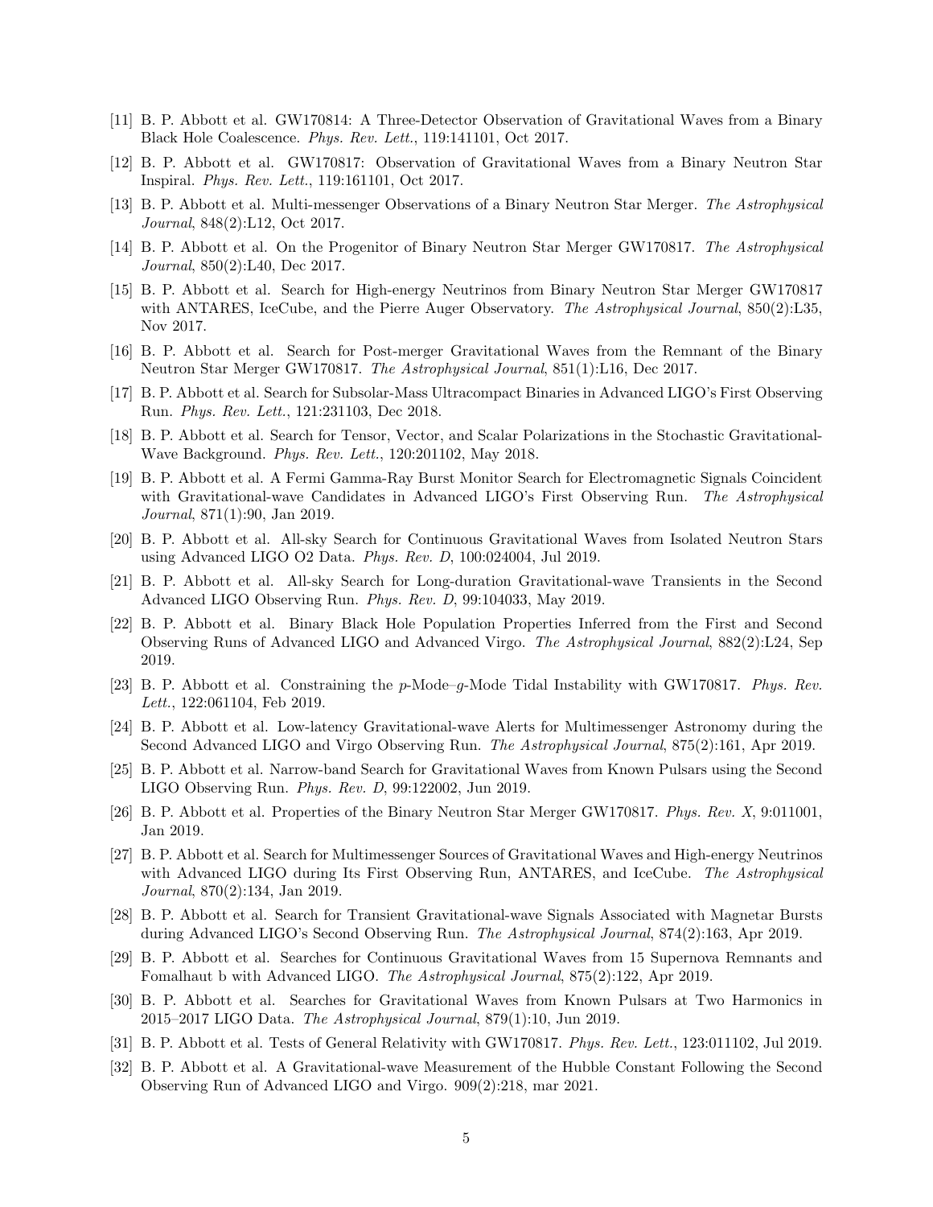[11] B. P. Abbott et al. GW170814: A Three-Detector Observation of Gravitational Waves from a Binary Black Hole Coalescence. *Phys. Rev. Lett.*, 119:141101, Oct 2017.

[12] B. P. Abbott et al. GW170817: Observation of Gravitational Waves from a Binary Neutron Star Inspiral. *Phys. Rev. Lett.*, 119:161101, Oct 2017.

[13] B. P. Abbott et al. Multi-messenger Observations of a Binary Neutron Star Merger. *The Astrophysical Journal*, 848(2):L12, Oct 2017.

[14] B. P. Abbott et al. On the Progenitor of Binary Neutron Star Merger GW170817. *The Astrophysical Journal*, 850(2):L40, Dec 2017.

[15] B. P. Abbott et al. Search for High-energy Neutrinos from Binary Neutron Star Merger GW170817 with ANTARES, IceCube, and the Pierre Auger Observatory. *The Astrophysical Journal*, 850(2):L35, Nov 2017.

[16] B. P. Abbott et al. Search for Post-merger Gravitational Waves from the Remnant of the Binary Neutron Star Merger GW170817. *The Astrophysical Journal*, 851(1):L16, Dec 2017.

[17] B. P. Abbott et al. Search for Subsolar-Mass Ultracompact Binaries in Advanced LIGO's First Observing Run. *Phys. Rev. Lett.*, 121:231103, Dec 2018.

[18] B. P. Abbott et al. Search for Tensor, Vector, and Scalar Polarizations in the Stochastic Gravitational-Wave Background. *Phys. Rev. Lett.*, 120:201102, May 2018.

[19] B. P. Abbott et al. A Fermi Gamma-Ray Burst Monitor Search for Electromagnetic Signals Coincident with Gravitational-wave Candidates in Advanced LIGO's First Observing Run. *The Astrophysical Journal*, 871(1):90, Jan 2019.

[20] B. P. Abbott et al. All-sky Search for Continuous Gravitational Waves from Isolated Neutron Stars using Advanced LIGO O2 Data. *Phys. Rev. D*, 100:024004, Jul 2019.

[21] B. P. Abbott et al. All-sky Search for Long-duration Gravitational-wave Transients in the Second Advanced LIGO Observing Run. *Phys. Rev. D*, 99:104033, May 2019.

[22] B. P. Abbott et al. Binary Black Hole Population Properties Inferred from the First and Second Observing Runs of Advanced LIGO and Advanced Virgo. *The Astrophysical Journal*, 882(2):L24, Sep 2019.

[23] B. P. Abbott et al. Constraining the $p$-Mode–$g$-Mode Tidal Instability with GW170817. *Phys. Rev. Lett.*, 122:061104, Feb 2019.

[24] B. P. Abbott et al. Low-latency Gravitational-wave Alerts for Multimessenger Astronomy during the Second Advanced LIGO and Virgo Observing Run. *The Astrophysical Journal*, 875(2):161, Apr 2019.

[25] B. P. Abbott et al. Narrow-band Search for Gravitational Waves from Known Pulsars using the Second LIGO Observing Run. *Phys. Rev. D*, 99:122002, Jun 2019.

[26] B. P. Abbott et al. Properties of the Binary Neutron Star Merger GW170817. *Phys. Rev. X*, 9:011001, Jan 2019.

[27] B. P. Abbott et al. Search for Multimessenger Sources of Gravitational Waves and High-energy Neutrinos with Advanced LIGO during Its First Observing Run, ANTARES, and IceCube. *The Astrophysical Journal*, 870(2):134, Jan 2019.

[28] B. P. Abbott et al. Search for Transient Gravitational-wave Signals Associated with Magnetar Bursts during Advanced LIGO's Second Observing Run. *The Astrophysical Journal*, 874(2):163, Apr 2019.

[29] B. P. Abbott et al. Searches for Continuous Gravitational Waves from 15 Supernova Remnants and Fomalhaut b with Advanced LIGO. *The Astrophysical Journal*, 875(2):122, Apr 2019.

[30] B. P. Abbott et al. Searches for Gravitational Waves from Known Pulsars at Two Harmonics in 2015–2017 LIGO Data. *The Astrophysical Journal*, 879(1):10, Jun 2019.

[31] B. P. Abbott et al. Tests of General Relativity with GW170817. *Phys. Rev. Lett.*, 123:011102, Jul 2019.

[32] B. P. Abbott et al. A Gravitational-wave Measurement of the Hubble Constant Following the Second Observing Run of Advanced LIGO and Virgo. 909(2):218, mar 2021.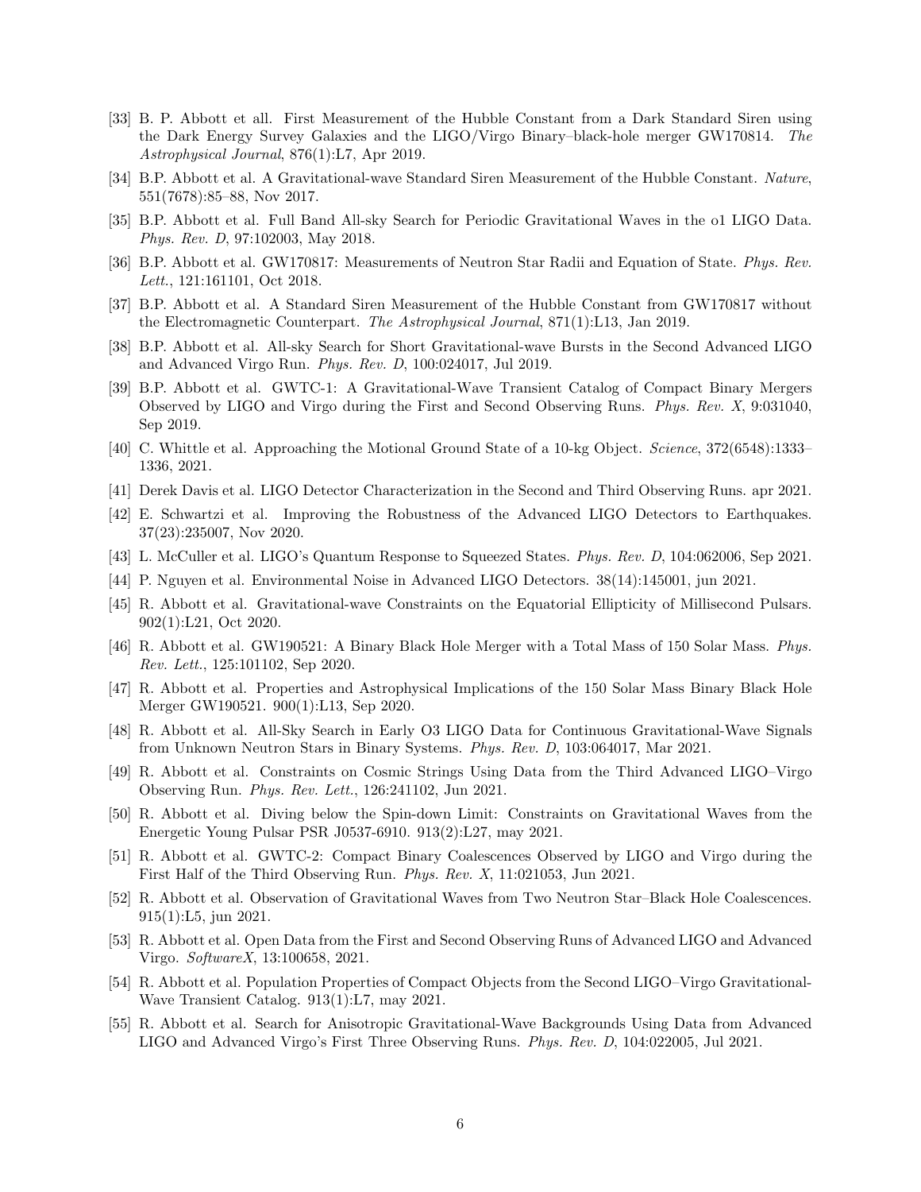[33] B. P. Abbott et all. First Measurement of the Hubble Constant from a Dark Standard Siren using the Dark Energy Survey Galaxies and the LIGO/Virgo Binary–black-hole merger GW170814. *The Astrophysical Journal*, 876(1):L7, Apr 2019.

[34] B.P. Abbott et al. A Gravitational-wave Standard Siren Measurement of the Hubble Constant. *Nature*, 551(7678):85–88, Nov 2017.

[35] B.P. Abbott et al. Full Band All-sky Search for Periodic Gravitational Waves in the o1 LIGO Data. *Phys. Rev. D*, 97:102003, May 2018.

[36] B.P. Abbott et al. GW170817: Measurements of Neutron Star Radii and Equation of State. *Phys. Rev. Lett.*, 121:161101, Oct 2018.

[37] B.P. Abbott et al. A Standard Siren Measurement of the Hubble Constant from GW170817 without the Electromagnetic Counterpart. *The Astrophysical Journal*, 871(1):L13, Jan 2019.

[38] B.P. Abbott et al. All-sky Search for Short Gravitational-wave Bursts in the Second Advanced LIGO and Advanced Virgo Run. *Phys. Rev. D*, 100:024017, Jul 2019.

[39] B.P. Abbott et al. GWTC-1: A Gravitational-Wave Transient Catalog of Compact Binary Mergers Observed by LIGO and Virgo during the First and Second Observing Runs. *Phys. Rev. X*, 9:031040, Sep 2019.

[40] C. Whittle et al. Approaching the Motional Ground State of a 10-kg Object. *Science*, 372(6548):1333–1336, 2021.

[41] Derek Davis et al. LIGO Detector Characterization in the Second and Third Observing Runs. apr 2021.

[42] E. Schwartzi et al. Improving the Robustness of the Advanced LIGO Detectors to Earthquakes. 37(23):235007, Nov 2020.

[43] L. McCuller et al. LIGO's Quantum Response to Squeezed States. *Phys. Rev. D*, 104:062006, Sep 2021.

[44] P. Nguyen et al. Environmental Noise in Advanced LIGO Detectors. 38(14):145001, jun 2021.

[45] R. Abbott et al. Gravitational-wave Constraints on the Equatorial Ellipticity of Millisecond Pulsars. 902(1):L21, Oct 2020.

[46] R. Abbott et al. GW190521: A Binary Black Hole Merger with a Total Mass of 150 Solar Mass. *Phys. Rev. Lett.*, 125:101102, Sep 2020.

[47] R. Abbott et al. Properties and Astrophysical Implications of the 150 Solar Mass Binary Black Hole Merger GW190521. 900(1):L13, Sep 2020.

[48] R. Abbott et al. All-Sky Search in Early O3 LIGO Data for Continuous Gravitational-Wave Signals from Unknown Neutron Stars in Binary Systems. *Phys. Rev. D*, 103:064017, Mar 2021.

[49] R. Abbott et al. Constraints on Cosmic Strings Using Data from the Third Advanced LIGO–Virgo Observing Run. *Phys. Rev. Lett.*, 126:241102, Jun 2021.

[50] R. Abbott et al. Diving below the Spin-down Limit: Constraints on Gravitational Waves from the Energetic Young Pulsar PSR J0537-6910. 913(2):L27, may 2021.

[51] R. Abbott et al. GWTC-2: Compact Binary Coalescences Observed by LIGO and Virgo during the First Half of the Third Observing Run. *Phys. Rev. X*, 11:021053, Jun 2021.

[52] R. Abbott et al. Observation of Gravitational Waves from Two Neutron Star–Black Hole Coalescences. 915(1):L5, jun 2021.

[53] R. Abbott et al. Open Data from the First and Second Observing Runs of Advanced LIGO and Advanced Virgo. *SoftwareX*, 13:100658, 2021.

[54] R. Abbott et al. Population Properties of Compact Objects from the Second LIGO–Virgo Gravitational-Wave Transient Catalog. 913(1):L7, may 2021.

[55] R. Abbott et al. Search for Anisotropic Gravitational-Wave Backgrounds Using Data from Advanced LIGO and Advanced Virgo's First Three Observing Runs. *Phys. Rev. D*, 104:022005, Jul 2021.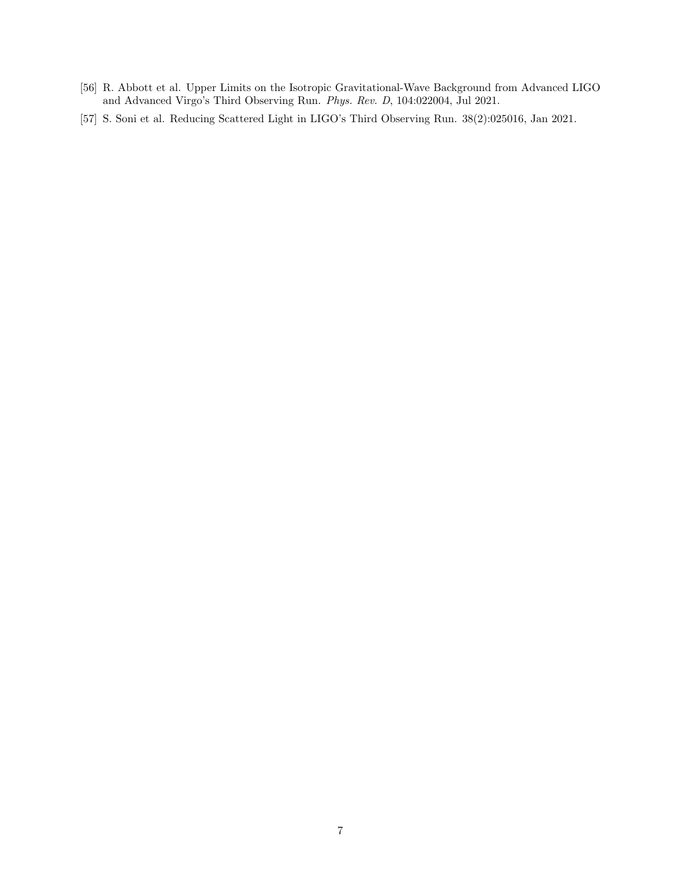[56] R. Abbott et al. Upper Limits on the Isotropic Gravitational-Wave Background from Advanced LIGO and Advanced Virgo's Third Observing Run. *Phys. Rev. D*, 104:022004, Jul 2021.

[57] S. Soni et al. Reducing Scattered Light in LIGO's Third Observing Run. 38(2):025016, Jan 2021.